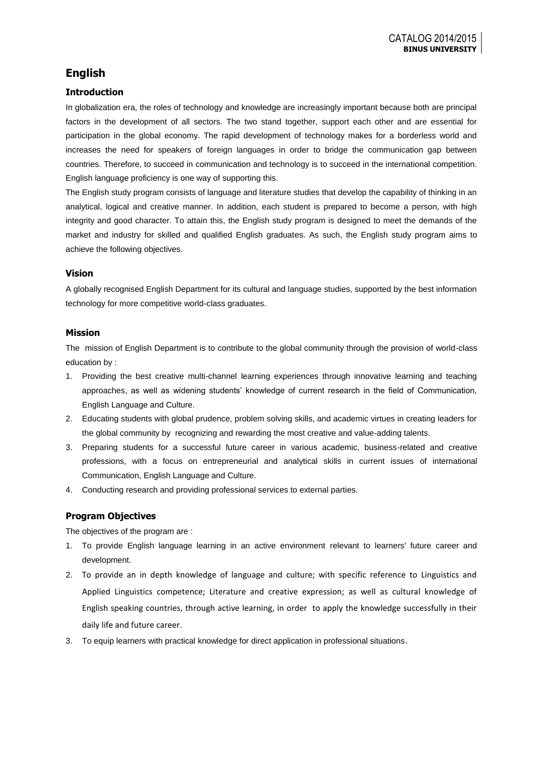# English

## Introduction

In globalization era, the roles of technology and knowledge are increasingly important because both are principal factors in the development of all sectors. The two stand together, support each other and are essential for participation in the global economy. The rapid development of technology makes for a borderless world and increases the need for speakers of foreign languages in order to bridge the communication gap between countries. Therefore, to succeed in communication and technology is to succeed in the international competition. English language proficiency is one way of supporting this.

The English study program consists of language and literature studies that develop the capability of thinking in an analytical, logical and creative manner. In addition, each student is prepared to become a person, with high integrity and good character. To attain this, the English study program is designed to meet the demands of the market and industry for skilled and qualified English graduates. As such, the English study program aims to achieve the following objectives.

## Vision

A globally recognised English Department for its cultural and language studies, supported by the best information technology for more competitive world-class graduates.

## Mission

The mission of English Department is to contribute to the global community through the provision of world-class education by :

1. Providing the best creative multi-channel learning experiences through innovative learning and teaching approaches, as well as widening students' knowledge of current research in the field of Communication, English Language and Culture.
2. Educating students with global prudence, problem solving skills, and academic virtues in creating leaders for the global community by recognizing and rewarding the most creative and value-adding talents.
3. Preparing students for a successful future career in various academic, business-related and creative professions, with a focus on entrepreneurial and analytical skills in current issues of international Communication, English Language and Culture.
4. Conducting research and providing professional services to external parties.

## Program Objectives

The objectives of the program are :

1. To provide English language learning in an active environment relevant to learners' future career and development.
2. To provide an in depth knowledge of language and culture; with specific reference to Linguistics and Applied Linguistics competence; Literature and creative expression; as well as cultural knowledge of English speaking countries, through active learning, in order to apply the knowledge successfully in their daily life and future career.
3. To equip learners with practical knowledge for direct application in professional situations.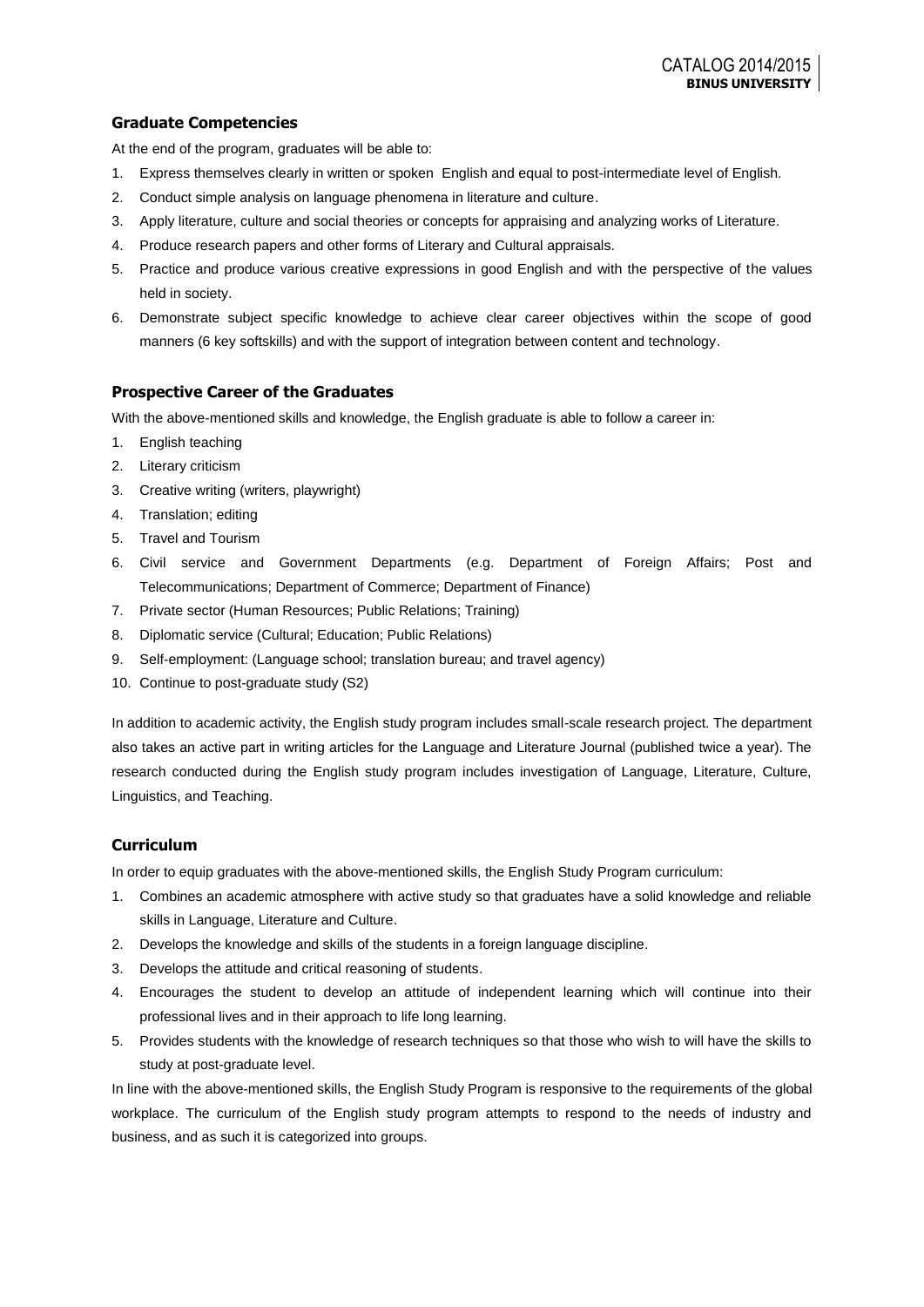## Graduate Competencies

At the end of the program, graduates will be able to:

1. Express themselves clearly in written or spoken English and equal to post-intermediate level of English.
2. Conduct simple analysis on language phenomena in literature and culture.
3. Apply literature, culture and social theories or concepts for appraising and analyzing works of Literature.
4. Produce research papers and other forms of Literary and Cultural appraisals.
5. Practice and produce various creative expressions in good English and with the perspective of the values held in society.
6. Demonstrate subject specific knowledge to achieve clear career objectives within the scope of good manners (6 key softskills) and with the support of integration between content and technology.

## Prospective Career of the Graduates

With the above-mentioned skills and knowledge, the English graduate is able to follow a career in:

1. English teaching
2. Literary criticism
3. Creative writing (writers, playwright)
4. Translation; editing
5. Travel and Tourism
6. Civil service and Government Departments (e.g. Department of Foreign Affairs; Post and Telecommunications; Department of Commerce; Department of Finance)
7. Private sector (Human Resources; Public Relations; Training)
8. Diplomatic service (Cultural; Education; Public Relations)
9. Self-employment: (Language school; translation bureau; and travel agency)
10. Continue to post-graduate study (S2)

In addition to academic activity, the English study program includes small-scale research project. The department also takes an active part in writing articles for the Language and Literature Journal (published twice a year). The research conducted during the English study program includes investigation of Language, Literature, Culture, Linguistics, and Teaching.

## Curriculum

In order to equip graduates with the above-mentioned skills, the English Study Program curriculum:

1. Combines an academic atmosphere with active study so that graduates have a solid knowledge and reliable skills in Language, Literature and Culture.
2. Develops the knowledge and skills of the students in a foreign language discipline.
3. Develops the attitude and critical reasoning of students.
4. Encourages the student to develop an attitude of independent learning which will continue into their professional lives and in their approach to life long learning.
5. Provides students with the knowledge of research techniques so that those who wish to will have the skills to study at post-graduate level.

In line with the above-mentioned skills, the English Study Program is responsive to the requirements of the global workplace. The curriculum of the English study program attempts to respond to the needs of industry and business, and as such it is categorized into groups.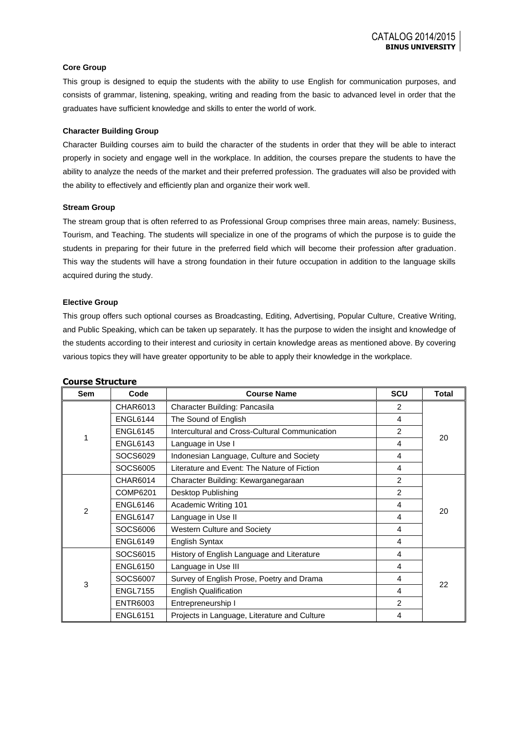#### Core Group

This group is designed to equip the students with the ability to use English for communication purposes, and consists of grammar, listening, speaking, writing and reading from the basic to advanced level in order that the graduates have sufficient knowledge and skills to enter the world of work.

#### Character Building Group

Character Building courses aim to build the character of the students in order that they will be able to interact properly in society and engage well in the workplace. In addition, the courses prepare the students to have the ability to analyze the needs of the market and their preferred profession. The graduates will also be provided with the ability to effectively and efficiently plan and organize their work well.

#### Stream Group

The stream group that is often referred to as Professional Group comprises three main areas, namely: Business, Tourism, and Teaching. The students will specialize in one of the programs of which the purpose is to guide the students in preparing for their future in the preferred field which will become their profession after graduation. This way the students will have a strong foundation in their future occupation in addition to the language skills acquired during the study.

#### Elective Group

This group offers such optional courses as Broadcasting, Editing, Advertising, Popular Culture, Creative Writing, and Public Speaking, which can be taken up separately. It has the purpose to widen the insight and knowledge of the students according to their interest and curiosity in certain knowledge areas as mentioned above. By covering various topics they will have greater opportunity to be able to apply their knowledge in the workplace.

### Course Structure

| Sem | Code | Course Name | SCU | Total |
|---|---|---|---|---|
| 1 | CHAR6013 | Character Building: Pancasila | 2 | 20 |
| | ENGL6144 | The Sound of English | 4 | |
| | ENGL6145 | Intercultural and Cross-Cultural Communication | 2 | |
| | ENGL6143 | Language in Use I | 4 | |
| | SOCS6029 | Indonesian Language, Culture and Society | 4 | |
| | SOCS6005 | Literature and Event: The Nature of Fiction | 4 | |
| 2 | CHAR6014 | Character Building: Kewarganegaraan | 2 | 20 |
| | COMP6201 | Desktop Publishing | 2 | |
| | ENGL6146 | Academic Writing 101 | 4 | |
| | ENGL6147 | Language in Use II | 4 | |
| | SOCS6006 | Western Culture and Society | 4 | |
| | ENGL6149 | English Syntax | 4 | |
| 3 | SOCS6015 | History of English Language and Literature | 4 | 22 |
| | ENGL6150 | Language in Use III | 4 | |
| | SOCS6007 | Survey of English Prose, Poetry and Drama | 4 | |
| | ENGL7155 | English Qualification | 4 | |
| | ENTR6003 | Entrepreneurship I | 2 | |
| | ENGL6151 | Projects in Language, Literature and Culture | 4 | |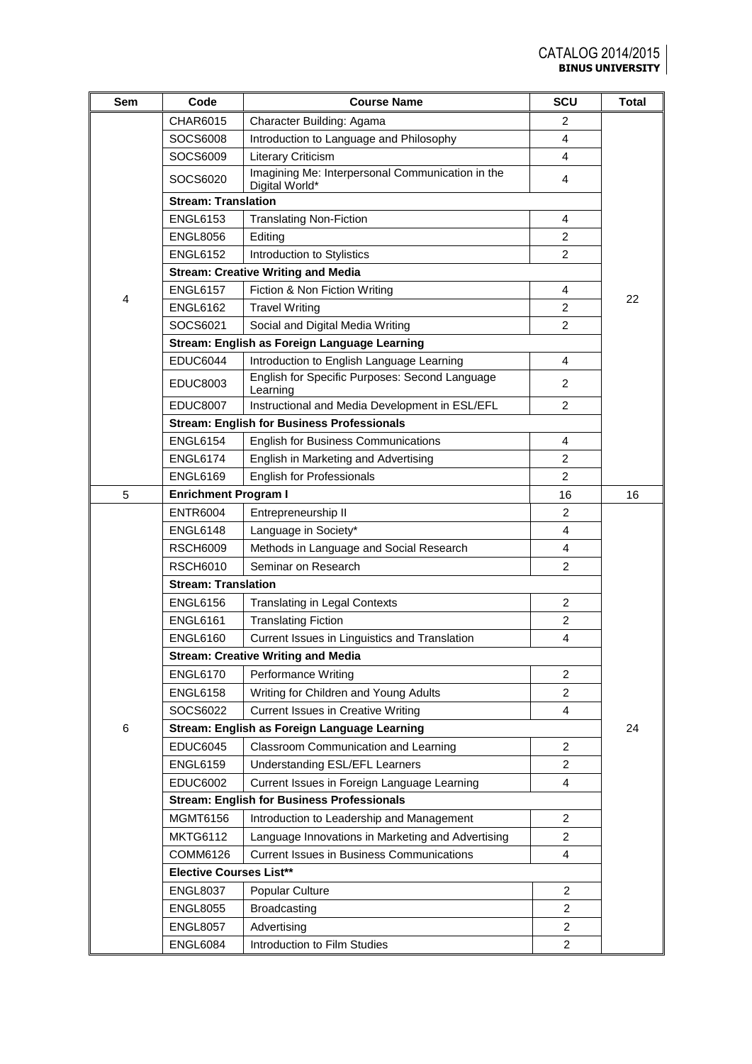| Sem | Code | Course Name | SCU | Total |
|---|---|---|---|---|
| 4 | CHAR6015 | Character Building: Agama | 2 | 22 |
| | SOCS6008 | Introduction to Language and Philosophy | 4 | |
| | SOCS6009 | Literary Criticism | 4 | |
| | SOCS6020 | Imagining Me: Interpersonal Communication in the Digital World* | 4 | |
| | **Stream: Translation** | | | |
| | ENGL6153 | Translating Non-Fiction | 4 | |
| | ENGL8056 | Editing | 2 | |
| | ENGL6152 | Introduction to Stylistics | 2 | |
| | **Stream: Creative Writing and Media** | | | |
| | ENGL6157 | Fiction & Non Fiction Writing | 4 | |
| | ENGL6162 | Travel Writing | 2 | |
| | SOCS6021 | Social and Digital Media Writing | 2 | |
| | **Stream: English as Foreign Language Learning** | | | |
| | EDUC6044 | Introduction to English Language Learning | 4 | |
| | EDUC8003 | English for Specific Purposes: Second Language Learning | 2 | |
| | EDUC8007 | Instructional and Media Development in ESL/EFL | 2 | |
| | **Stream: English for Business Professionals** | | | |
| | ENGL6154 | English for Business Communications | 4 | |
| | ENGL6174 | English in Marketing and Advertising | 2 | |
| | ENGL6169 | English for Professionals | 2 | |
| 5 | **Enrichment Program I** | | 16 | 16 |
| 6 | ENTR6004 | Entrepreneurship II | 2 | 24 |
| | ENGL6148 | Language in Society* | 4 | |
| | RSCH6009 | Methods in Language and Social Research | 4 | |
| | RSCH6010 | Seminar on Research | 2 | |
| | **Stream: Translation** | | | |
| | ENGL6156 | Translating in Legal Contexts | 2 | |
| | ENGL6161 | Translating Fiction | 2 | |
| | ENGL6160 | Current Issues in Linguistics and Translation | 4 | |
| | **Stream: Creative Writing and Media** | | | |
| | ENGL6170 | Performance Writing | 2 | |
| | ENGL6158 | Writing for Children and Young Adults | 2 | |
| | SOCS6022 | Current Issues in Creative Writing | 4 | |
| | **Stream: English as Foreign Language Learning** | | | |
| | EDUC6045 | Classroom Communication and Learning | 2 | |
| | ENGL6159 | Understanding ESL/EFL Learners | 2 | |
| | EDUC6002 | Current Issues in Foreign Language Learning | 4 | |
| | **Stream: English for Business Professionals** | | | |
| | MGMT6156 | Introduction to Leadership and Management | 2 | |
| | MKTG6112 | Language Innovations in Marketing and Advertising | 2 | |
| | COMM6126 | Current Issues in Business Communications | 4 | |
| | **Elective Courses List**** | | | |
| | ENGL8037 | Popular Culture | 2 | |
| | ENGL8055 | Broadcasting | 2 | |
| | ENGL8057 | Advertising | 2 | |
| | ENGL6084 | Introduction to Film Studies | 2 | |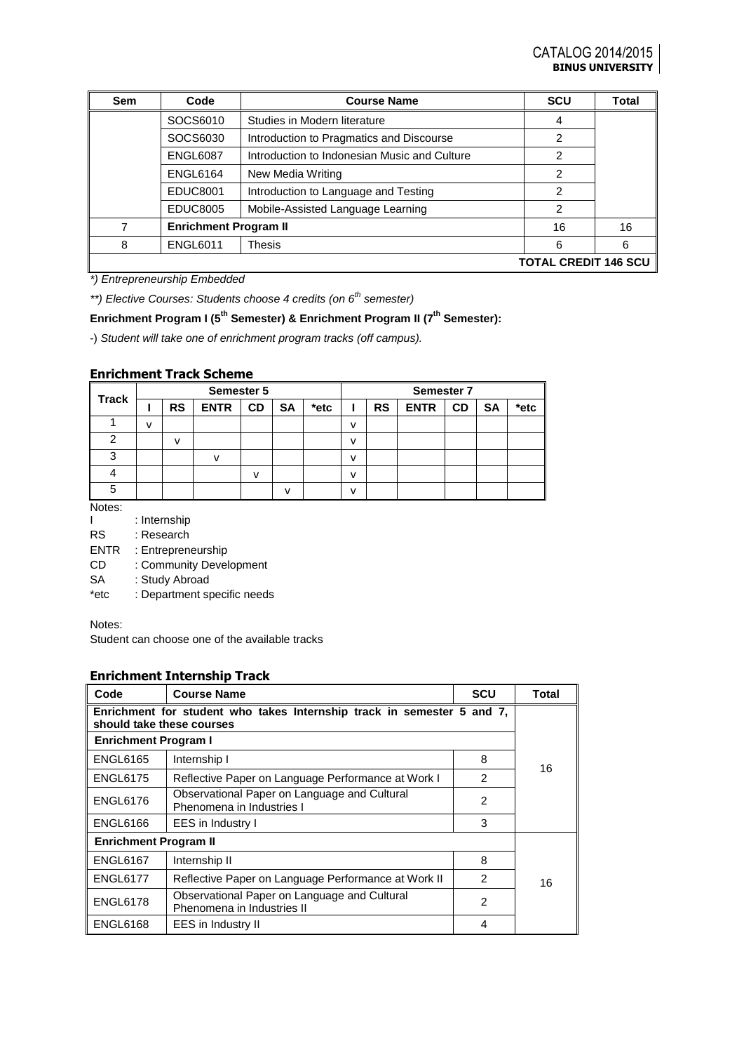| Sem | Code | Course Name | SCU | Total |
|---|---|---|---|---|
| | SOCS6010 | Studies in Modern literature | 4 | |
| | SOCS6030 | Introduction to Pragmatics and Discourse | 2 | |
| | ENGL6087 | Introduction to Indonesian Music and Culture | 2 | |
| | ENGL6164 | New Media Writing | 2 | |
| | EDUC8001 | Introduction to Language and Testing | 2 | |
| | EDUC8005 | Mobile-Assisted Language Learning | 2 | |
| 7 | **Enrichment Program II** | | 16 | 16 |
| 8 | ENGL6011 | Thesis | 6 | 6 |
| **TOTAL CREDIT 146 SCU** | | | | |

*\*) Entrepreneurship Embedded*

*\*\*) Elective Courses: Students choose 4 credits (on 6th semester)*

**Enrichment Program I (5th Semester) & Enrichment Program II (7th Semester):**

-) *Student will take one of enrichment program tracks (off campus).*

### Enrichment Track Scheme

| Track | Semester 5 | | | | | | Semester 7 | | | | | |
|---|---|---|---|---|---|---|---|---|---|---|---|---|
| | I | RS | ENTR | CD | SA | *etc | I | RS | ENTR | CD | SA | *etc |
| 1 | v | | | | | | v | | | | | |
| 2 | | v | | | | | v | | | | | |
| 3 | | | v | | | | v | | | | | |
| 4 | | | | v | | | v | | | | | |
| 5 | | | | | v | | v | | | | | |

Notes:

I : Internship
RS : Research
ENTR : Entrepreneurship
CD : Community Development
SA : Study Abroad
*etc : Department specific needs

Notes:

Student can choose one of the available tracks

### Enrichment Internship Track

| Code | Course Name | SCU | Total |
|---|---|---|---|
| **Enrichment for student who takes Internship track in semester 5 and 7, should take these courses** | | | |
| **Enrichment Program I** | | | |
| ENGL6165 | Internship I | 8 | 16 |
| ENGL6175 | Reflective Paper on Language Performance at Work I | 2 | |
| ENGL6176 | Observational Paper on Language and Cultural Phenomena in Industries I | 2 | |
| ENGL6166 | EES in Industry I | 3 | |
| **Enrichment Program II** | | | |
| ENGL6167 | Internship II | 8 | 16 |
| ENGL6177 | Reflective Paper on Language Performance at Work II | 2 | |
| ENGL6178 | Observational Paper on Language and Cultural Phenomena in Industries II | 2 | |
| ENGL6168 | EES in Industry II | 4 | |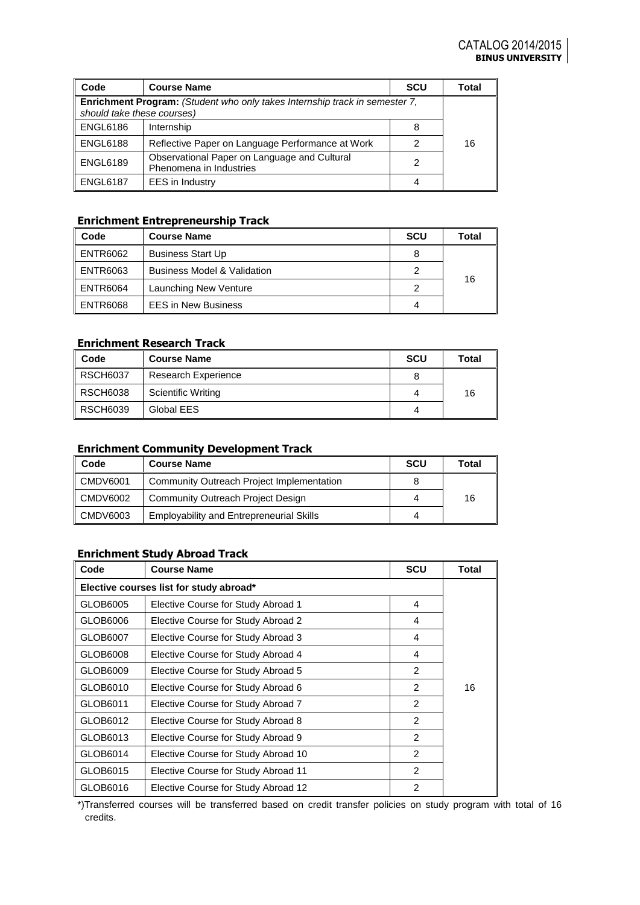| Code | Course Name | SCU | Total |
|---|---|---|---|
| **Enrichment Program:** *(Student who only takes Internship track in semester 7, should take these courses)* | | | 16 |
| ENGL6186 | Internship | 8 | |
| ENGL6188 | Reflective Paper on Language Performance at Work | 2 | |
| ENGL6189 | Observational Paper on Language and Cultural Phenomena in Industries | 2 | |
| ENGL6187 | EES in Industry | 4 | |

### Enrichment Entrepreneurship Track

| Code | Course Name | SCU | Total |
|---|---|---|---|
| ENTR6062 | Business Start Up | 8 | 16 |
| ENTR6063 | Business Model & Validation | 2 | |
| ENTR6064 | Launching New Venture | 2 | |
| ENTR6068 | EES in New Business | 4 | |

### Enrichment Research Track

| Code | Course Name | SCU | Total |
|---|---|---|---|
| RSCH6037 | Research Experience | 8 | 16 |
| RSCH6038 | Scientific Writing | 4 | |
| RSCH6039 | Global EES | 4 | |

### Enrichment Community Development Track

| Code | Course Name | SCU | Total |
|---|---|---|---|
| CMDV6001 | Community Outreach Project Implementation | 8 | 16 |
| CMDV6002 | Community Outreach Project Design | 4 | |
| CMDV6003 | Employability and Entrepreneurial Skills | 4 | |

### Enrichment Study Abroad Track

| Code | Course Name | SCU | Total |
|---|---|---|---|
| **Elective courses list for study abroad*** | | | 16 |
| GLOB6005 | Elective Course for Study Abroad 1 | 4 | |
| GLOB6006 | Elective Course for Study Abroad 2 | 4 | |
| GLOB6007 | Elective Course for Study Abroad 3 | 4 | |
| GLOB6008 | Elective Course for Study Abroad 4 | 4 | |
| GLOB6009 | Elective Course for Study Abroad 5 | 2 | |
| GLOB6010 | Elective Course for Study Abroad 6 | 2 | |
| GLOB6011 | Elective Course for Study Abroad 7 | 2 | |
| GLOB6012 | Elective Course for Study Abroad 8 | 2 | |
| GLOB6013 | Elective Course for Study Abroad 9 | 2 | |
| GLOB6014 | Elective Course for Study Abroad 10 | 2 | |
| GLOB6015 | Elective Course for Study Abroad 11 | 2 | |
| GLOB6016 | Elective Course for Study Abroad 12 | 2 | |

*)Transferred courses will be transferred based on credit transfer policies on study program with total of 16 credits.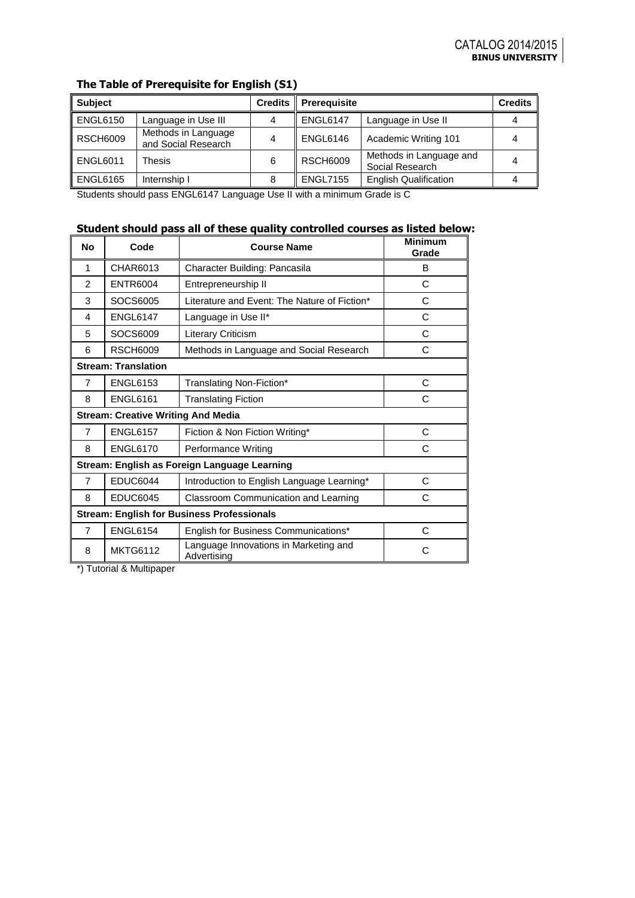### The Table of Prerequisite for English (S1)

| Subject | | Credits | Prerequisite | | Credits |
|---|---|---|---|---|---|
| ENGL6150 | Language in Use III | 4 | ENGL6147 | Language in Use II | 4 |
| RSCH6009 | Methods in Language and Social Research | 4 | ENGL6146 | Academic Writing 101 | 4 |
| ENGL6011 | Thesis | 6 | RSCH6009 | Methods in Language and Social Research | 4 |
| ENGL6165 | Internship I | 8 | ENGL7155 | English Qualification | 4 |

Students should pass ENGL6147 Language Use II with a minimum Grade is C

### Student should pass all of these quality controlled courses as listed below:

| No | Code | Course Name | Minimum Grade |
|---|---|---|---|
| 1 | CHAR6013 | Character Building: Pancasila | B |
| 2 | ENTR6004 | Entrepreneurship II | C |
| 3 | SOCS6005 | Literature and Event: The Nature of Fiction* | C |
| 4 | ENGL6147 | Language in Use II* | C |
| 5 | SOCS6009 | Literary Criticism | C |
| 6 | RSCH6009 | Methods in Language and Social Research | C |
| **Stream: Translation** | | | |
| 7 | ENGL6153 | Translating Non-Fiction* | C |
| 8 | ENGL6161 | Translating Fiction | C |
| **Stream: Creative Writing And Media** | | | |
| 7 | ENGL6157 | Fiction & Non Fiction Writing* | C |
| 8 | ENGL6170 | Performance Writing | C |
| **Stream: English as Foreign Language Learning** | | | |
| 7 | EDUC6044 | Introduction to English Language Learning* | C |
| 8 | EDUC6045 | Classroom Communication and Learning | C |
| **Stream: English for Business Professionals** | | | |
| 7 | ENGL6154 | English for Business Communications* | C |
| 8 | MKTG6112 | Language Innovations in Marketing and Advertising | C |

*) Tutorial & Multipaper